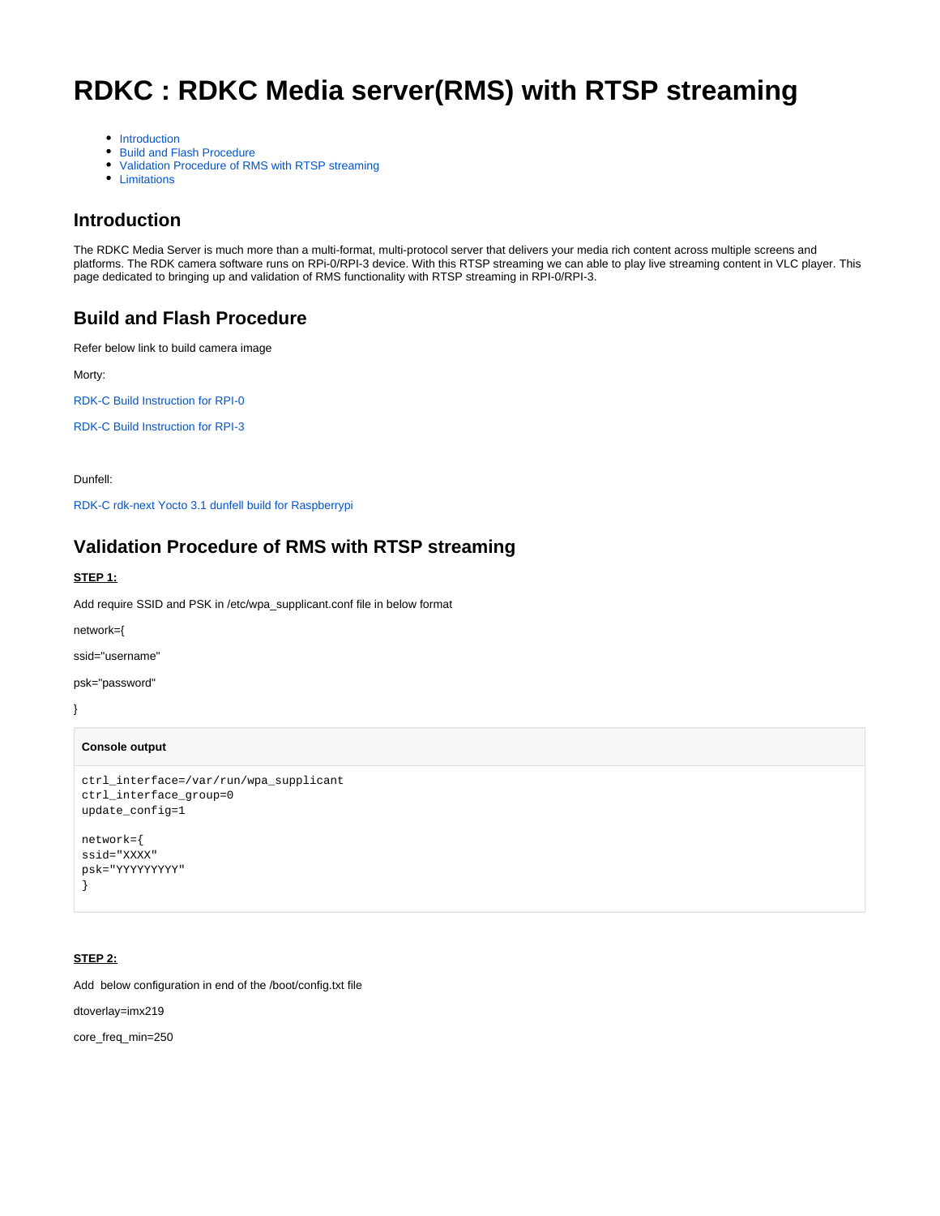# RDKC : RDKC Media server(RMS) with RTSP streaming

- Introduction
- Build and Flash Procedure
- Validation Procedure of RMS with RTSP streaming
- Limitations

## Introduction

The RDKC Media Server is much more than a multi-format, multi-protocol server that delivers your media rich content across multiple screens and platforms. The RDK camera software runs on RPi-0/RPI-3 device. With this RTSP streaming we can able to play live streaming content in VLC player. This page dedicated to bringing up and validation of RMS functionality with RTSP streaming in RPI-0/RPI-3.

## Build and Flash Procedure

Refer below link to build camera image

Morty:

RDK-C Build Instruction for RPI-0

RDK-C Build Instruction for RPI-3

Dunfell:

RDK-C rdk-next Yocto 3.1 dunfell build for Raspberrypi

## Validation Procedure of RMS with RTSP streaming

**STEP 1:**

Add require SSID and PSK in /etc/wpa_supplicant.conf file in below format

network={

ssid="username"

psk="password"

}

**Console output**

```
ctrl_interface=/var/run/wpa_supplicant
ctrl_interface_group=0
update_config=1

network={
ssid="XXXX"
psk="YYYYYYYYY"
}
```

**STEP 2:**

Add  below configuration in end of the /boot/config.txt file

dtoverlay=imx219

core_freq_min=250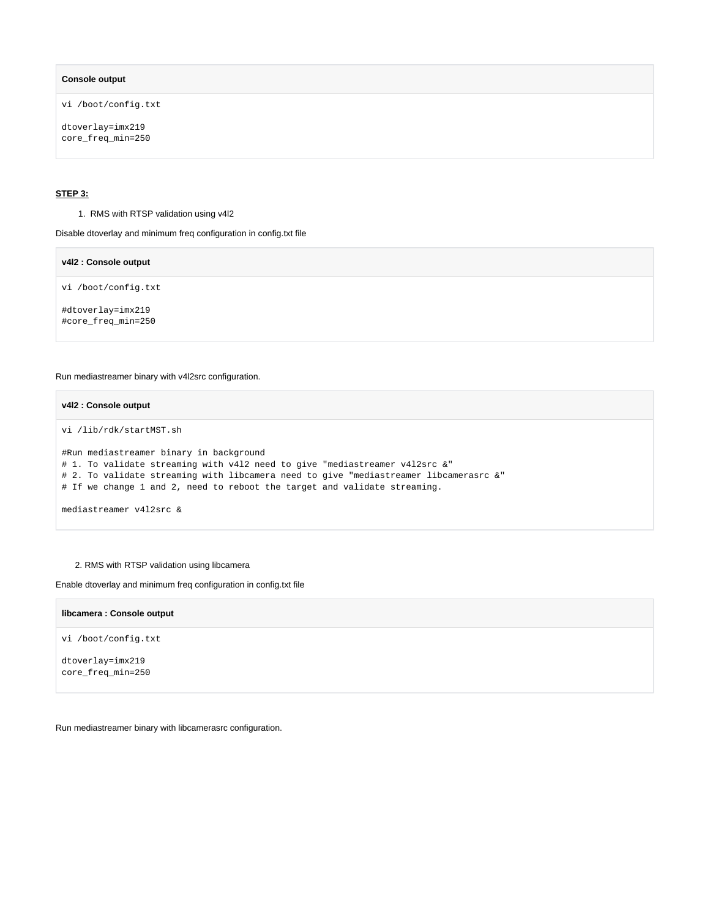**Console output**

```
vi /boot/config.txt

dtoverlay=imx219
core_freq_min=250
```

**STEP 3:**

1. RMS with RTSP validation using v4l2

Disable dtoverlay and minimum freq configuration in config.txt file

**v4l2 : Console output**

```
vi /boot/config.txt

#dtoverlay=imx219
#core_freq_min=250
```

Run mediastreamer binary with v4l2src configuration.

**v4l2 : Console output**

```
vi /lib/rdk/startMST.sh

#Run mediastreamer binary in background
# 1. To validate streaming with v4l2 need to give "mediastreamer v4l2src &"
# 2. To validate streaming with libcamera need to give "mediastreamer libcamerasrc &"
# If we change 1 and 2, need to reboot the target and validate streaming.

mediastreamer v4l2src &
```

2. RMS with RTSP validation using libcamera

Enable dtoverlay and minimum freq configuration in config.txt file

**libcamera : Console output**

```
vi /boot/config.txt

dtoverlay=imx219
core_freq_min=250
```

Run mediastreamer binary with libcamerasrc configuration.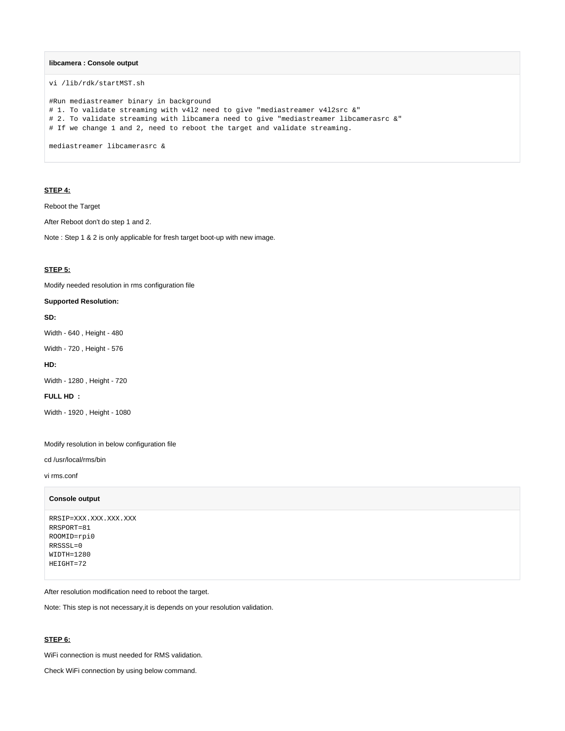**libcamera : Console output**

```
vi /lib/rdk/startMST.sh

#Run mediastreamer binary in background
# 1. To validate streaming with v4l2 need to give "mediastreamer v4l2src &"
# 2. To validate streaming with libcamera need to give "mediastreamer libcamerasrc &"
# If we change 1 and 2, need to reboot the target and validate streaming.

mediastreamer libcamerasrc &
```

**STEP 4:**

Reboot the Target

After Reboot don't do step 1 and 2.

Note : Step 1 & 2 is only applicable for fresh target boot-up with new image.

**STEP 5:**

Modify needed resolution in rms configuration file

**Supported Resolution:**

**SD:**

Width - 640 , Height - 480

Width - 720 , Height - 576

**HD:**

Width - 1280 , Height - 720

**FULL HD :**

Width - 1920 , Height - 1080

Modify resolution in below configuration file

cd /usr/local/rms/bin

vi rms.conf

**Console output**

```
RRSIP=XXX.XXX.XXX.XXX
RRSPORT=81
ROOMID=rpi0
RRSSSL=0
WIDTH=1280
HEIGHT=72
```

After resolution modification need to reboot the target.

Note: This step is not necessary,it is depends on your resolution validation.

**STEP 6:**

WiFi connection is must needed for RMS validation.

Check WiFi connection by using below command.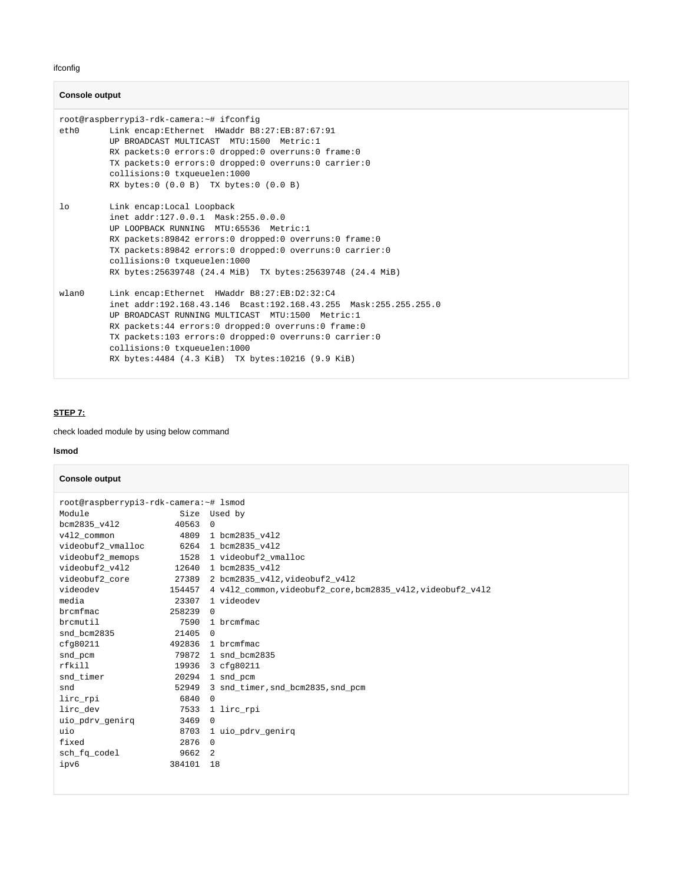ifconfig

**Console output**

```
root@raspberrypi3-rdk-camera:~# ifconfig
eth0      Link encap:Ethernet  HWaddr B8:27:EB:87:67:91
          UP BROADCAST MULTICAST  MTU:1500  Metric:1
          RX packets:0 errors:0 dropped:0 overruns:0 frame:0
          TX packets:0 errors:0 dropped:0 overruns:0 carrier:0
          collisions:0 txqueuelen:1000
          RX bytes:0 (0.0 B)  TX bytes:0 (0.0 B)

lo        Link encap:Local Loopback
          inet addr:127.0.0.1  Mask:255.0.0.0
          UP LOOPBACK RUNNING  MTU:65536  Metric:1
          RX packets:89842 errors:0 dropped:0 overruns:0 frame:0
          TX packets:89842 errors:0 dropped:0 overruns:0 carrier:0
          collisions:0 txqueuelen:1000
          RX bytes:25639748 (24.4 MiB)  TX bytes:25639748 (24.4 MiB)

wlan0     Link encap:Ethernet  HWaddr B8:27:EB:D2:32:C4
          inet addr:192.168.43.146  Bcast:192.168.43.255  Mask:255.255.255.0
          UP BROADCAST RUNNING MULTICAST  MTU:1500  Metric:1
          RX packets:44 errors:0 dropped:0 overruns:0 frame:0
          TX packets:103 errors:0 dropped:0 overruns:0 carrier:0
          collisions:0 txqueuelen:1000
          RX bytes:4484 (4.3 KiB)  TX bytes:10216 (9.9 KiB)
```

**STEP 7:**

check loaded module by using below command

**lsmod**

**Console output**

```
root@raspberrypi3-rdk-camera:~# lsmod
Module                  Size  Used by
bcm2835_v4l2           40563  0
v4l2_common             4809  1 bcm2835_v4l2
videobuf2_vmalloc       6264  1 bcm2835_v4l2
videobuf2_memops        1528  1 videobuf2_vmalloc
videobuf2_v4l2         12640  1 bcm2835_v4l2
videobuf2_core         27389  2 bcm2835_v4l2,videobuf2_v4l2
videodev              154457  4 v4l2_common,videobuf2_core,bcm2835_v4l2,videobuf2_v4l2
media                  23307  1 videodev
brcmfmac              258239  0
brcmutil                7590  1 brcmfmac
snd_bcm2835            21405  0
cfg80211              492836  1 brcmfmac
snd_pcm                79872  1 snd_bcm2835
rfkill                 19936  3 cfg80211
snd_timer              20294  1 snd_pcm
snd                    52949  3 snd_timer,snd_bcm2835,snd_pcm
lirc_rpi                6840  0
lirc_dev                7533  1 lirc_rpi
uio_pdrv_genirq         3469  0
uio                     8703  1 uio_pdrv_genirq
fixed                   2876  0
sch_fq_codel            9662  2
ipv6                  384101  18
```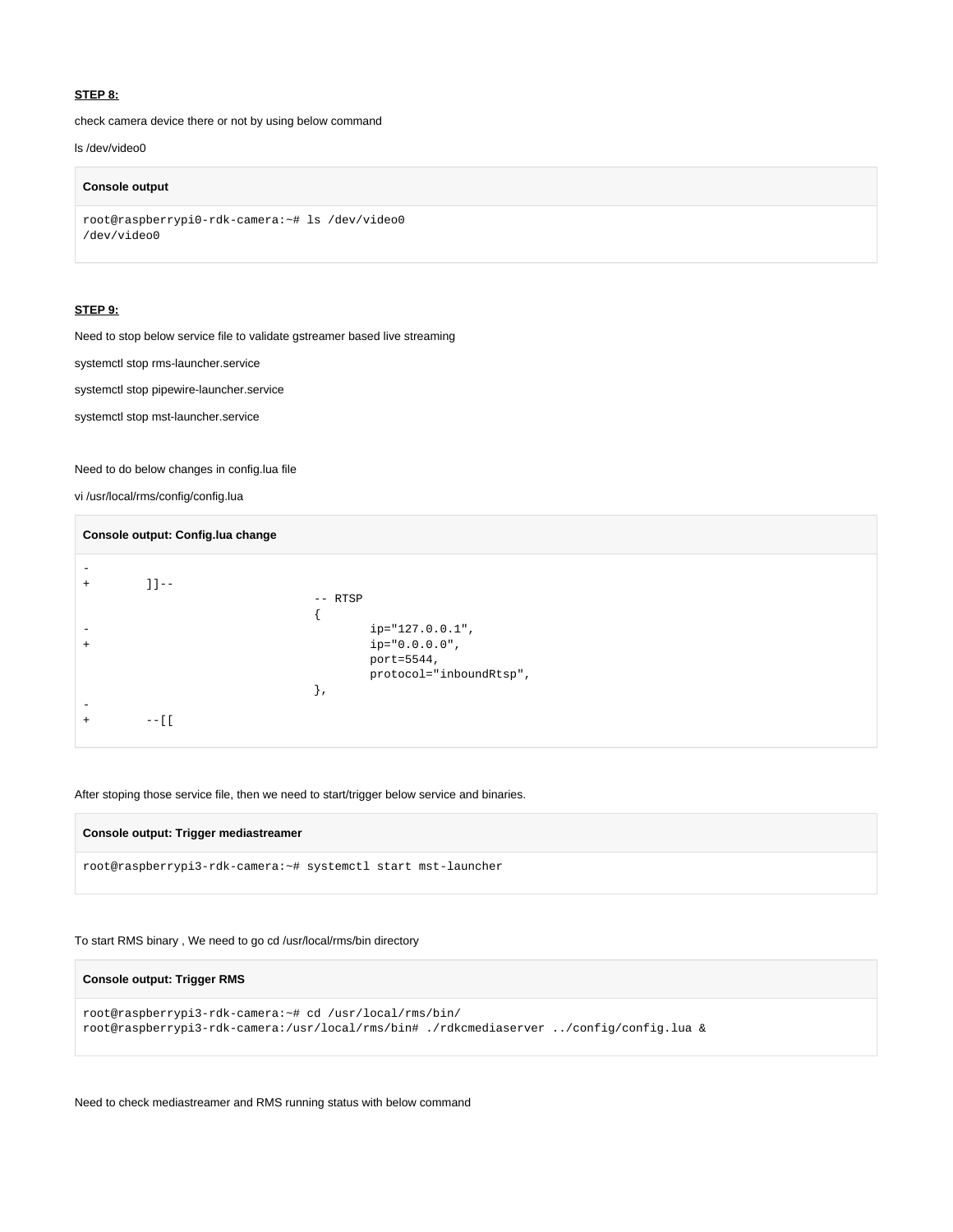**STEP 8:**

check camera device there or not by using below command

ls /dev/video0

**Console output**

```
root@raspberrypi0-rdk-camera:~# ls /dev/video0
/dev/video0
```

**STEP 9:**

Need to stop below service file to validate gstreamer based live streaming

systemctl stop rms-launcher.service

systemctl stop pipewire-launcher.service

systemctl stop mst-launcher.service

Need to do below changes in config.lua file

vi /usr/local/rms/config/config.lua

**Console output: Config.lua change**

```
-
+        ]]--
                                -- RTSP
                                {
-                                       ip="127.0.0.1",
+                                       ip="0.0.0.0",
                                        port=5544,
                                        protocol="inboundRtsp",
                                },
-
+        --[[
```

After stoping those service file, then we need to start/trigger below service and binaries.

**Console output: Trigger mediastreamer**

```
root@raspberrypi3-rdk-camera:~# systemctl start mst-launcher
```

To start RMS binary , We need to go cd /usr/local/rms/bin directory

**Console output: Trigger RMS**

```
root@raspberrypi3-rdk-camera:~# cd /usr/local/rms/bin/
root@raspberrypi3-rdk-camera:/usr/local/rms/bin# ./rdkcmediaserver ../config/config.lua &
```

Need to check mediastreamer and RMS running status with below command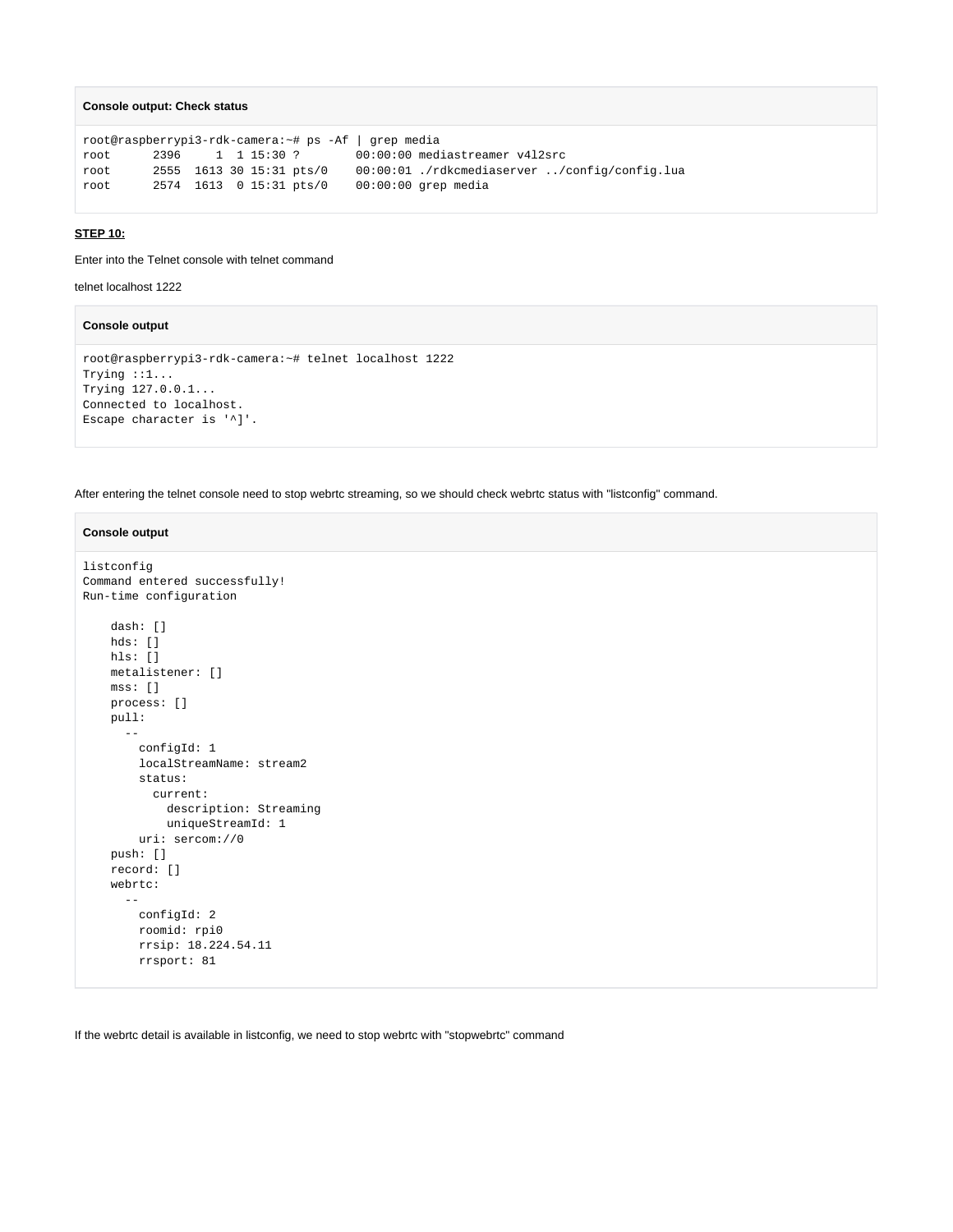**Console output: Check status**

```
root@raspberrypi3-rdk-camera:~# ps -Af | grep media
root      2396     1  1 15:30 ?        00:00:00 mediastreamer v4l2src
root      2555  1613 30 15:31 pts/0    00:00:01 ./rdkcmediaserver ../config/config.lua
root      2574  1613  0 15:31 pts/0    00:00:00 grep media
```

**STEP 10:**

Enter into the Telnet console with telnet command

telnet localhost 1222

**Console output**

```
root@raspberrypi3-rdk-camera:~# telnet localhost 1222
Trying ::1...
Trying 127.0.0.1...
Connected to localhost.
Escape character is '^]'.
```

After entering the telnet console need to stop webrtc streaming, so we should check webrtc status with "listconfig" command.

**Console output**

```
listconfig
Command entered successfully!
Run-time configuration

    dash: []
    hds: []
    hls: []
    metalistener: []
    mss: []
    process: []
    pull:
      --
        configId: 1
        localStreamName: stream2
        status:
          current:
            description: Streaming
            uniqueStreamId: 1
        uri: sercom://0
    push: []
    record: []
    webrtc:
      --
        configId: 2
        roomid: rpi0
        rrsip: 18.224.54.11
        rrsport: 81
```

If the webrtc detail is available in listconfig, we need to stop webrtc with "stopwebrtc" command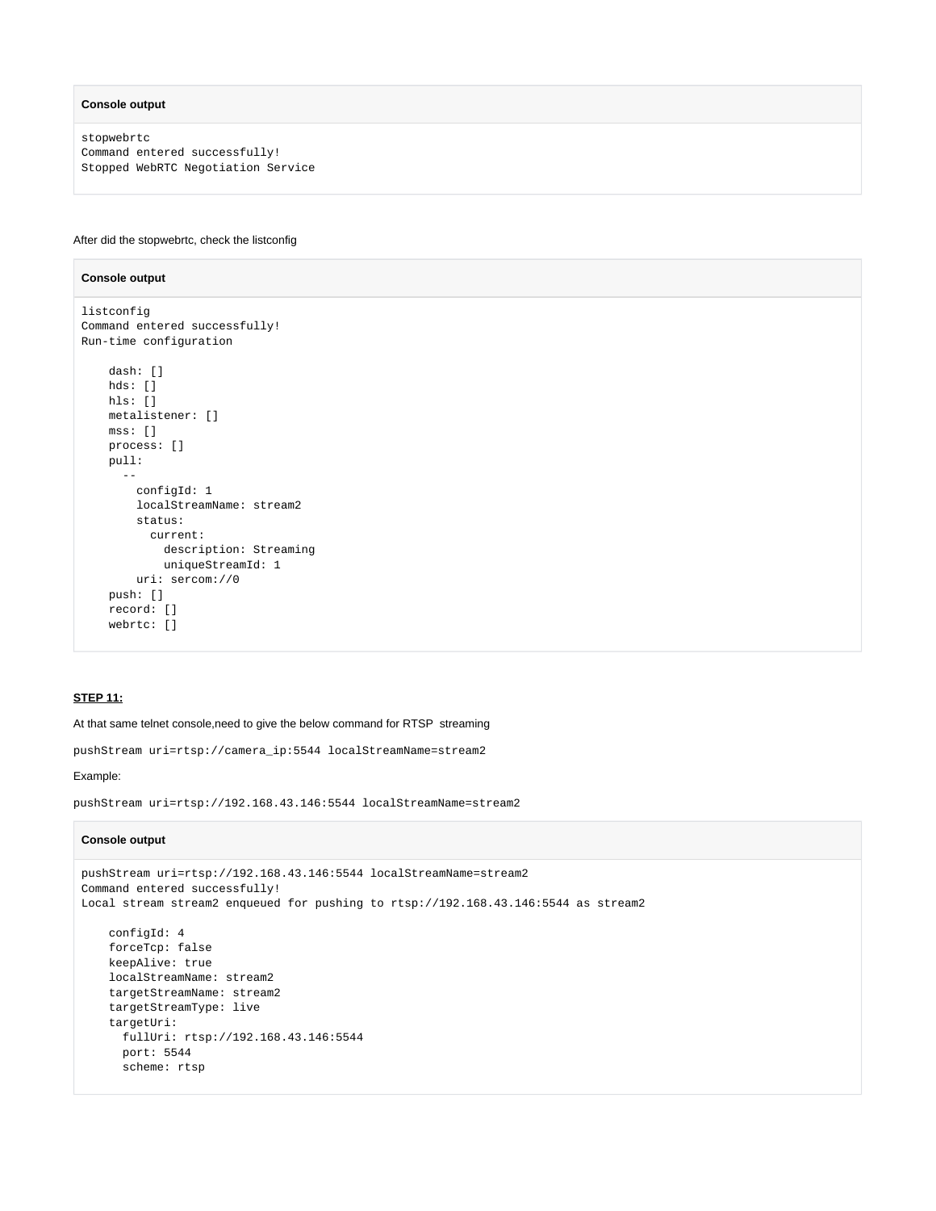**Console output**

```
stopwebrtc
Command entered successfully!
Stopped WebRTC Negotiation Service
```

After did the stopwebrtc, check the listconfig

**Console output**

```
listconfig
Command entered successfully!
Run-time configuration

    dash: []
    hds: []
    hls: []
    metalistener: []
    mss: []
    process: []
    pull:
      --
        configId: 1
        localStreamName: stream2
        status:
          current:
            description: Streaming
            uniqueStreamId: 1
        uri: sercom://0
    push: []
    record: []
    webrtc: []
```

**STEP 11:**

At that same telnet console,need to give the below command for RTSP streaming

`pushStream uri=rtsp://camera_ip:5544 localStreamName=stream2`

Example:

`pushStream uri=rtsp://192.168.43.146:5544 localStreamName=stream2`

**Console output**

```
pushStream uri=rtsp://192.168.43.146:5544 localStreamName=stream2
Command entered successfully!
Local stream stream2 enqueued for pushing to rtsp://192.168.43.146:5544 as stream2

    configId: 4
    forceTcp: false
    keepAlive: true
    localStreamName: stream2
    targetStreamName: stream2
    targetStreamType: live
    targetUri:
      fullUri: rtsp://192.168.43.146:5544
      port: 5544
      scheme: rtsp
```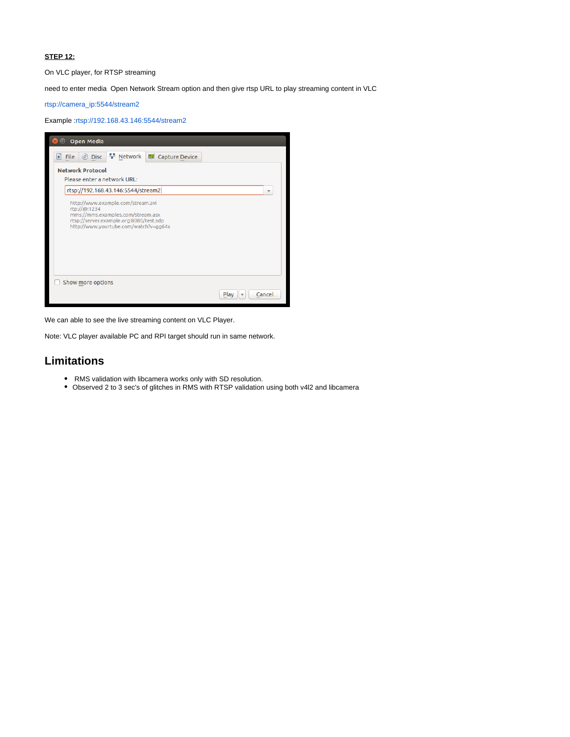**STEP 12:**

On VLC player, for RTSP streaming

need to enter media  Open Network Stream option and then give rtsp URL to play streaming content in VLC

rtsp://camera_ip:5544/stream2

Example :rtsp://192.168.43.146:5544/stream2

We can able to see the live streaming content on VLC Player.

Note: VLC player available PC and RPI target should run in same network.

## Limitations

- RMS validation with libcamera works only with SD resolution.
- Observed 2 to 3 sec's of glitches in RMS with RTSP validation using both v4l2 and libcamera